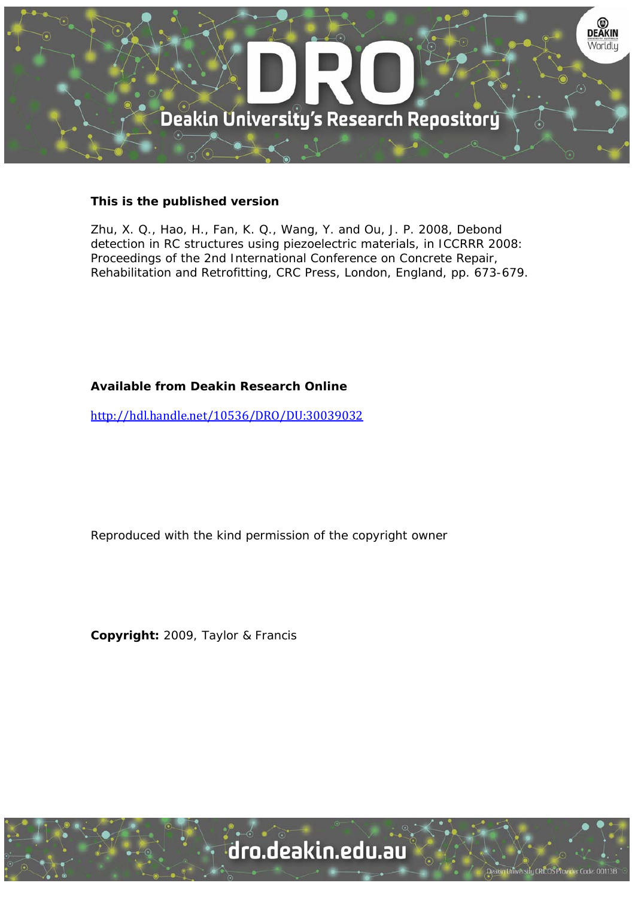**This is the published version**

Zhu, X. Q., Hao, H., Fan, K. Q., Wang, Y. and Ou, J. P. 2008, Debond detection in RC structures using piezoelectric materials, in ICCRRR 2008: Proceedings of the 2nd International Conference on Concrete Repair, Rehabilitation and Retrofitting, CRC Press, London, England, pp. 673-679.

**Available from Deakin Research Online**

http://hdl.handle.net/10536/DRO/DU:30039032

Reproduced with the kind permission of the copyright owner

**Copyright:** 2009, Taylor & Francis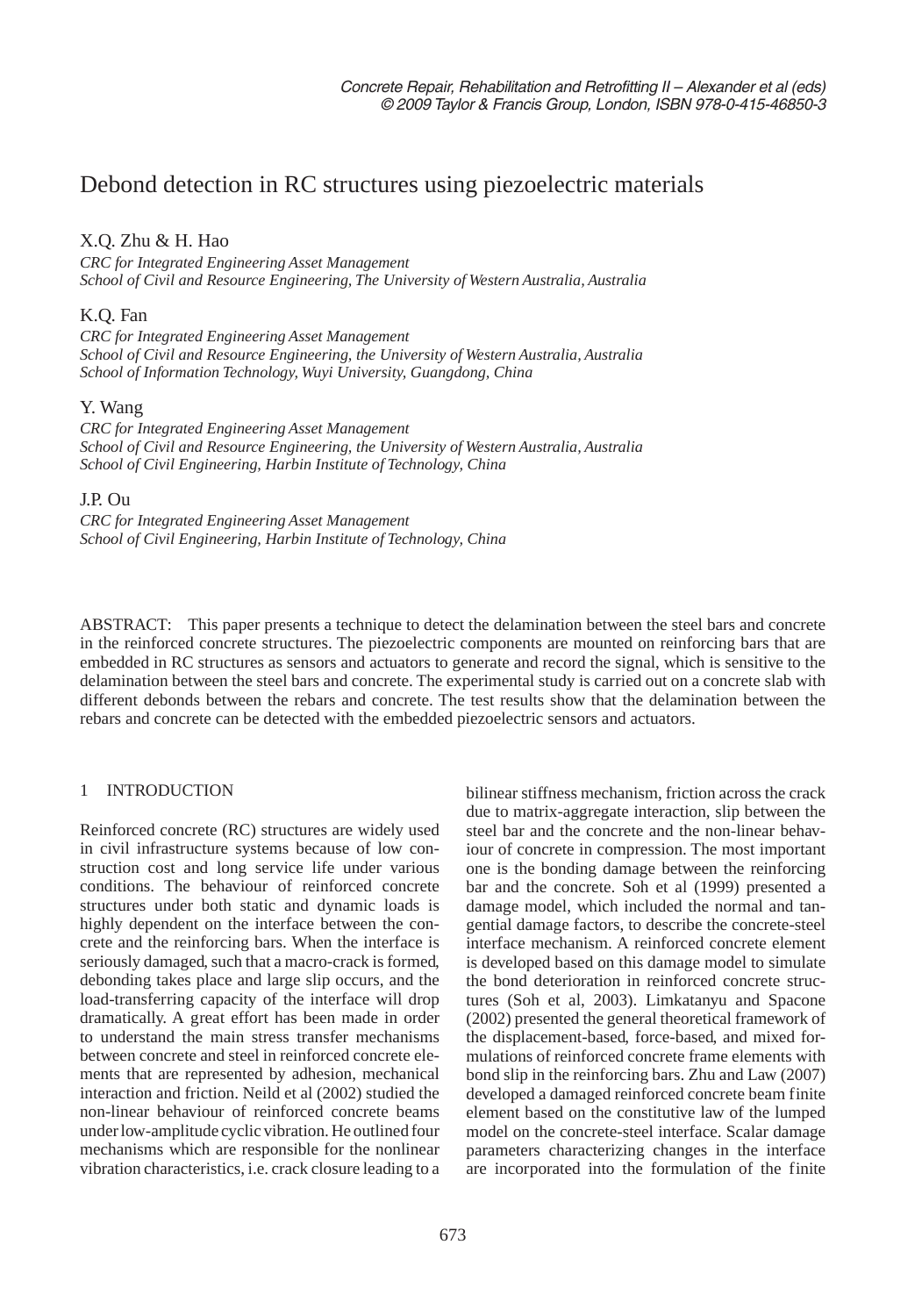# Debond detection in RC structures using piezoelectric materials

X.Q. Zhu & H. Hao

*CRC for Integrated Engineering Asset Management*
*School of Civil and Resource Engineering, The University of Western Australia, Australia*

K.Q. Fan

*CRC for Integrated Engineering Asset Management*
*School of Civil and Resource Engineering, the University of Western Australia, Australia*
*School of Information Technology, Wuyi University, Guangdong, China*

Y. Wang

*CRC for Integrated Engineering Asset Management*
*School of Civil and Resource Engineering, the University of Western Australia, Australia*
*School of Civil Engineering, Harbin Institute of Technology, China*

J.P. Ou

*CRC for Integrated Engineering Asset Management*
*School of Civil Engineering, Harbin Institute of Technology, China*

ABSTRACT: This paper presents a technique to detect the delamination between the steel bars and concrete in the reinforced concrete structures. The piezoelectric components are mounted on reinforcing bars that are embedded in RC structures as sensors and actuators to generate and record the signal, which is sensitive to the delamination between the steel bars and concrete. The experimental study is carried out on a concrete slab with different debonds between the rebars and concrete. The test results show that the delamination between the rebars and concrete can be detected with the embedded piezoelectric sensors and actuators.

## 1 INTRODUCTION

Reinforced concrete (RC) structures are widely used in civil infrastructure systems because of low construction cost and long service life under various conditions. The behaviour of reinforced concrete structures under both static and dynamic loads is highly dependent on the interface between the concrete and the reinforcing bars. When the interface is seriously damaged, such that a macro-crack is formed, debonding takes place and large slip occurs, and the load-transferring capacity of the interface will drop dramatically. A great effort has been made in order to understand the main stress transfer mechanisms between concrete and steel in reinforced concrete elements that are represented by adhesion, mechanical interaction and friction. Neild et al (2002) studied the non-linear behaviour of reinforced concrete beams under low-amplitude cyclic vibration. He outlined four mechanisms which are responsible for the nonlinear vibration characteristics, i.e. crack closure leading to a bilinear stiffness mechanism, friction across the crack due to matrix-aggregate interaction, slip between the steel bar and the concrete and the non-linear behaviour of concrete in compression. The most important one is the bonding damage between the reinforcing bar and the concrete. Soh et al (1999) presented a damage model, which included the normal and tangential damage factors, to describe the concrete-steel interface mechanism. A reinforced concrete element is developed based on this damage model to simulate the bond deterioration in reinforced concrete structures (Soh et al, 2003). Limkatanyu and Spacone (2002) presented the general theoretical framework of the displacement-based, force-based, and mixed formulations of reinforced concrete frame elements with bond slip in the reinforcing bars. Zhu and Law (2007) developed a damaged reinforced concrete beam finite element based on the constitutive law of the lumped model on the concrete-steel interface. Scalar damage parameters characterizing changes in the interface are incorporated into the formulation of the finite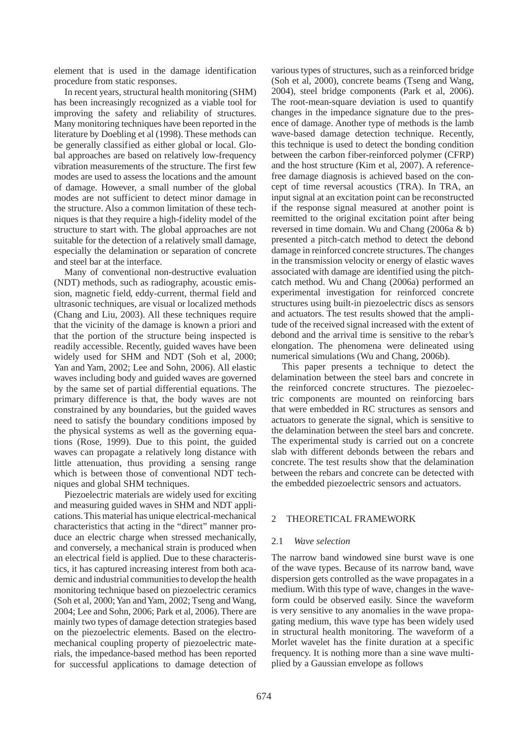element that is used in the damage identification procedure from static responses.

In recent years, structural health monitoring (SHM) has been increasingly recognized as a viable tool for improving the safety and reliability of structures. Many monitoring techniques have been reported in the literature by Doebling et al (1998). These methods can be generally classified as either global or local. Global approaches are based on relatively low-frequency vibration measurements of the structure. The first few modes are used to assess the locations and the amount of damage. However, a small number of the global modes are not sufficient to detect minor damage in the structure. Also a common limitation of these techniques is that they require a high-fidelity model of the structure to start with. The global approaches are not suitable for the detection of a relatively small damage, especially the delamination or separation of concrete and steel bar at the interface.

Many of conventional non-destructive evaluation (NDT) methods, such as radiography, acoustic emission, magnetic field, eddy-current, thermal field and ultrasonic techniques, are visual or localized methods (Chang and Liu, 2003). All these techniques require that the vicinity of the damage is known a priori and that the portion of the structure being inspected is readily accessible. Recently, guided waves have been widely used for SHM and NDT (Soh et al, 2000; Yan and Yam, 2002; Lee and Sohn, 2006). All elastic waves including body and guided waves are governed by the same set of partial differential equations. The primary difference is that, the body waves are not constrained by any boundaries, but the guided waves need to satisfy the boundary conditions imposed by the physical systems as well as the governing equations (Rose, 1999). Due to this point, the guided waves can propagate a relatively long distance with little attenuation, thus providing a sensing range which is between those of conventional NDT techniques and global SHM techniques.

Piezoelectric materials are widely used for exciting and measuring guided waves in SHM and NDT applications. This material has unique electrical-mechanical characteristics that acting in the "direct" manner produce an electric charge when stressed mechanically, and conversely, a mechanical strain is produced when an electrical field is applied. Due to these characteristics, it has captured increasing interest from both academic and industrial communities to develop the health monitoring technique based on piezoelectric ceramics (Soh et al, 2000; Yan and Yam, 2002; Tseng and Wang, 2004; Lee and Sohn, 2006; Park et al, 2006). There are mainly two types of damage detection strategies based on the piezoelectric elements. Based on the electromechanical coupling property of piezoelectric materials, the impedance-based method has been reported for successful applications to damage detection of various types of structures, such as a reinforced bridge (Soh et al, 2000), concrete beams (Tseng and Wang, 2004), steel bridge components (Park et al, 2006). The root-mean-square deviation is used to quantify changes in the impedance signature due to the presence of damage. Another type of methods is the lamb wave-based damage detection technique. Recently, this technique is used to detect the bonding condition between the carbon fiber-reinforced polymer (CFRP) and the host structure (Kim et al, 2007). A reference-free damage diagnosis is achieved based on the concept of time reversal acoustics (TRA). In TRA, an input signal at an excitation point can be reconstructed if the response signal measured at another point is reemitted to the original excitation point after being reversed in time domain. Wu and Chang (2006a & b) presented a pitch-catch method to detect the debond damage in reinforced concrete structures. The changes in the transmission velocity or energy of elastic waves associated with damage are identified using the pitch-catch method. Wu and Chang (2006a) performed an experimental investigation for reinforced concrete structures using built-in piezoelectric discs as sensors and actuators. The test results showed that the amplitude of the received signal increased with the extent of debond and the arrival time is sensitive to the rebar's elongation. The phenomena were delineated using numerical simulations (Wu and Chang, 2006b).

This paper presents a technique to detect the delamination between the steel bars and concrete in the reinforced concrete structures. The piezoelectric components are mounted on reinforcing bars that were embedded in RC structures as sensors and actuators to generate the signal, which is sensitive to the delamination between the steel bars and concrete. The experimental study is carried out on a concrete slab with different debonds between the rebars and concrete. The test results show that the delamination between the rebars and concrete can be detected with the embedded piezoelectric sensors and actuators.

## 2 THEORETICAL FRAMEWORK

### 2.1 *Wave selection*

The narrow band windowed sine burst wave is one of the wave types. Because of its narrow band, wave dispersion gets controlled as the wave propagates in a medium. With this type of wave, changes in the waveform could be observed easily. Since the waveform is very sensitive to any anomalies in the wave propagating medium, this wave type has been widely used in structural health monitoring. The waveform of a Morlet wavelet has the finite duration at a specific frequency. It is nothing more than a sine wave multiplied by a Gaussian envelope as follows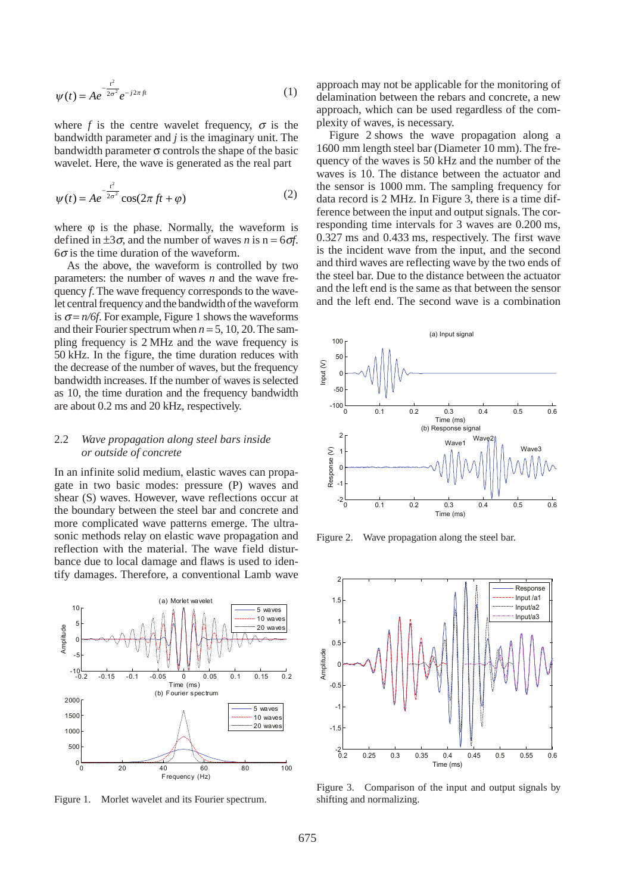$$\psi(t) = Ae^{-\frac{t^2}{2\sigma^2}} e^{-j2\pi ft} \tag{1}$$

where $f$ is the centre wavelet frequency, $\sigma$ is the bandwidth parameter and $j$ is the imaginary unit. The bandwidth parameter $\sigma$ controls the shape of the basic wavelet. Here, the wave is generated as the real part

$$\psi(t) = Ae^{-\frac{t^2}{2\sigma^2}} \cos(2\pi ft + \varphi) \tag{2}$$

where $\varphi$ is the phase. Normally, the waveform is defined in $\pm 3\sigma$, and the number of waves $n$ is $n = 6\sigma f$. $6\sigma$ is the time duration of the waveform.

As the above, the waveform is controlled by two parameters: the number of waves $n$ and the wave frequency $f$. The wave frequency corresponds to the wavelet central frequency and the bandwidth of the waveform is $\sigma = n/6f$. For example, Figure 1 shows the waveforms and their Fourier spectrum when $n = 5, 10, 20$. The sampling frequency is 2 MHz and the wave frequency is 50 kHz. In the figure, the time duration reduces with the decrease of the number of waves, but the frequency bandwidth increases. If the number of waves is selected as 10, the time duration and the frequency bandwidth are about 0.2 ms and 20 kHz, respectively.

### 2.2 *Wave propagation along steel bars inside or outside of concrete*

In an infinite solid medium, elastic waves can propagate in two basic modes: pressure (P) waves and shear (S) waves. However, wave reflections occur at the boundary between the steel bar and concrete and more complicated wave patterns emerge. The ultrasonic methods rely on elastic wave propagation and reflection with the material. The wave field disturbance due to local damage and flaws is used to identify damages. Therefore, a conventional Lamb wave approach may not be applicable for the monitoring of delamination between the rebars and concrete, a new approach, which can be used regardless of the complexity of waves, is necessary.

Figure 1. Morlet wavelet and its Fourier spectrum.

Figure 2 shows the wave propagation along a 1600 mm length steel bar (Diameter 10 mm). The frequency of the waves is 50 kHz and the number of the waves is 10. The distance between the actuator and the sensor is 1000 mm. The sampling frequency for data record is 2 MHz. In Figure 3, there is a time difference between the input and output signals. The corresponding time intervals for 3 waves are 0.200 ms, 0.327 ms and 0.433 ms, respectively. The first wave is the incident wave from the input, and the second and third waves are reflecting wave by the two ends of the steel bar. Due to the distance between the actuator and the left end is the same as that between the sensor and the left end. The second wave is a combination

Figure 2. Wave propagation along the steel bar.

Figure 3. Comparison of the input and output signals by shifting and normalizing.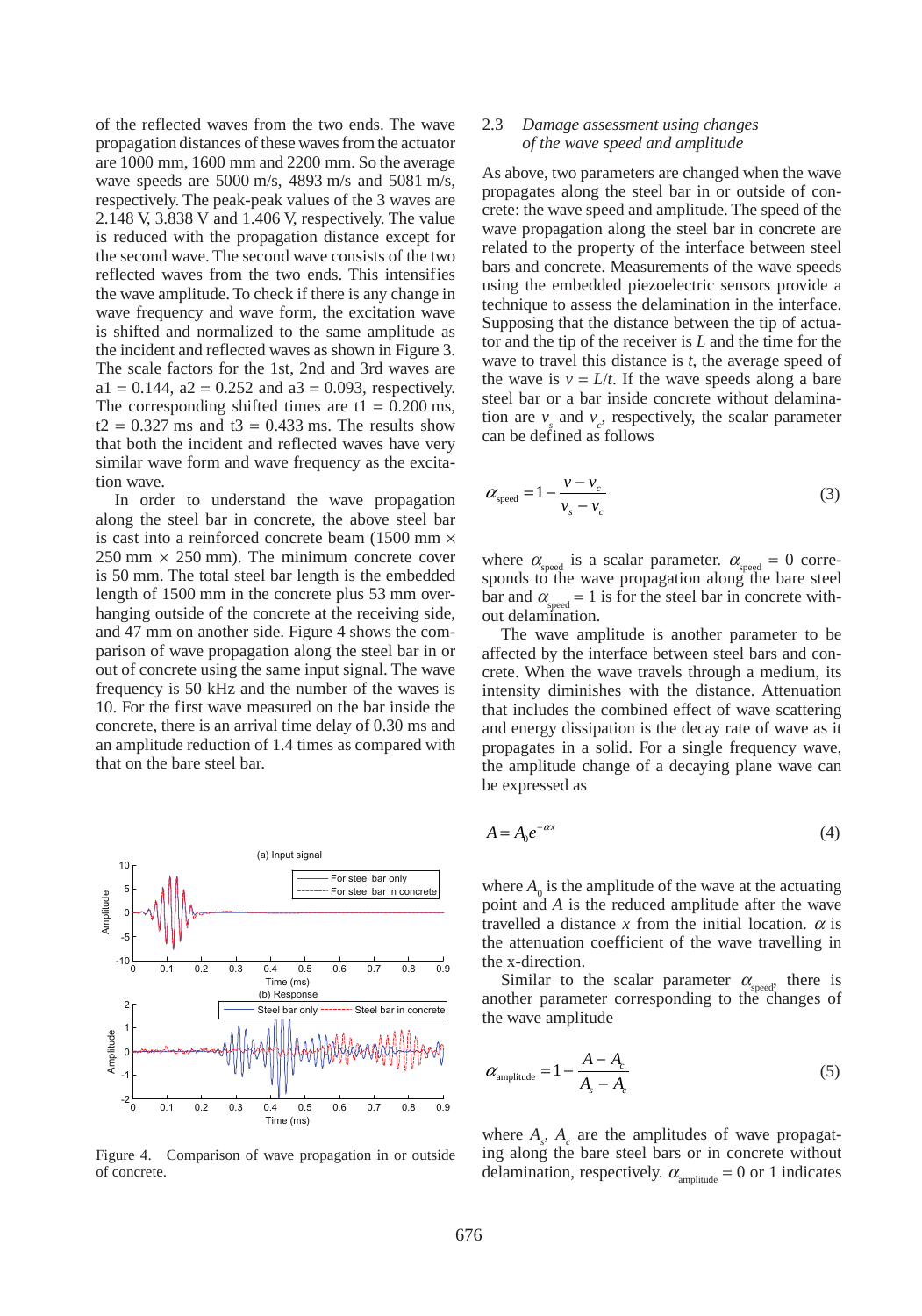of the reflected waves from the two ends. The wave propagation distances of these waves from the actuator are 1000 mm, 1600 mm and 2200 mm. So the average wave speeds are 5000 m/s, 4893 m/s and 5081 m/s, respectively. The peak-peak values of the 3 waves are 2.148 V, 3.838 V and 1.406 V, respectively. The value is reduced with the propagation distance except for the second wave. The second wave consists of the two reflected waves from the two ends. This intensifies the wave amplitude. To check if there is any change in wave frequency and wave form, the excitation wave is shifted and normalized to the same amplitude as the incident and reflected waves as shown in Figure 3. The scale factors for the 1st, 2nd and 3rd waves are a1 = 0.144, a2 = 0.252 and a3 = 0.093, respectively. The corresponding shifted times are t1 = 0.200 ms, t2 = 0.327 ms and t3 = 0.433 ms. The results show that both the incident and reflected waves have very similar wave form and wave frequency as the excitation wave.

In order to understand the wave propagation along the steel bar in concrete, the above steel bar is cast into a reinforced concrete beam (1500 mm × 250 mm × 250 mm). The minimum concrete cover is 50 mm. The total steel bar length is the embedded length of 1500 mm in the concrete plus 53 mm overhanging outside of the concrete at the receiving side, and 47 mm on another side. Figure 4 shows the comparison of wave propagation along the steel bar in or out of concrete using the same input signal. The wave frequency is 50 kHz and the number of the waves is 10. For the first wave measured on the bar inside the concrete, there is an arrival time delay of 0.30 ms and an amplitude reduction of 1.4 times as compared with that on the bare steel bar.

Figure 4. Comparison of wave propagation in or outside of concrete.

### 2.3 *Damage assessment using changes of the wave speed and amplitude*

As above, two parameters are changed when the wave propagates along the steel bar in or outside of concrete: the wave speed and amplitude. The speed of the wave propagation along the steel bar in concrete are related to the property of the interface between steel bars and concrete. Measurements of the wave speeds using the embedded piezoelectric sensors provide a technique to assess the delamination in the interface. Supposing that the distance between the tip of actuator and the tip of the receiver is $L$ and the time for the wave to travel this distance is $t$, the average speed of the wave is $v = L/t$. If the wave speeds along a bare steel bar or a bar inside concrete without delamination are $v_s$ and $v_c$, respectively, the scalar parameter can be defined as follows

$$\alpha_{\text{speed}} = 1 - \frac{v - v_c}{v_s - v_c} \tag{3}$$

where $\alpha_{\text{speed}}$ is a scalar parameter. $\alpha_{\text{speed}} = 0$ corresponds to the wave propagation along the bare steel bar and $\alpha_{\text{speed}} = 1$ is for the steel bar in concrete without delamination.

The wave amplitude is another parameter to be affected by the interface between steel bars and concrete. When the wave travels through a medium, its intensity diminishes with the distance. Attenuation that includes the combined effect of wave scattering and energy dissipation is the decay rate of wave as it propagates in a solid. For a single frequency wave, the amplitude change of a decaying plane wave can be expressed as

$$A = A_0 e^{-\alpha x} \tag{4}$$

where $A_0$ is the amplitude of the wave at the actuating point and $A$ is the reduced amplitude after the wave travelled a distance $x$ from the initial location. $\alpha$ is the attenuation coefficient of the wave travelling in the x-direction.

Similar to the scalar parameter $\alpha_{\text{speed}}$, there is another parameter corresponding to the changes of the wave amplitude

$$\alpha_{\text{amplitude}} = 1 - \frac{A - A_c}{A_s - A_c} \tag{5}$$

where $A_s$, $A_c$ are the amplitudes of wave propagating along the bare steel bars or in concrete without delamination, respectively. $\alpha_{\text{amplitude}} = 0$ or 1 indicates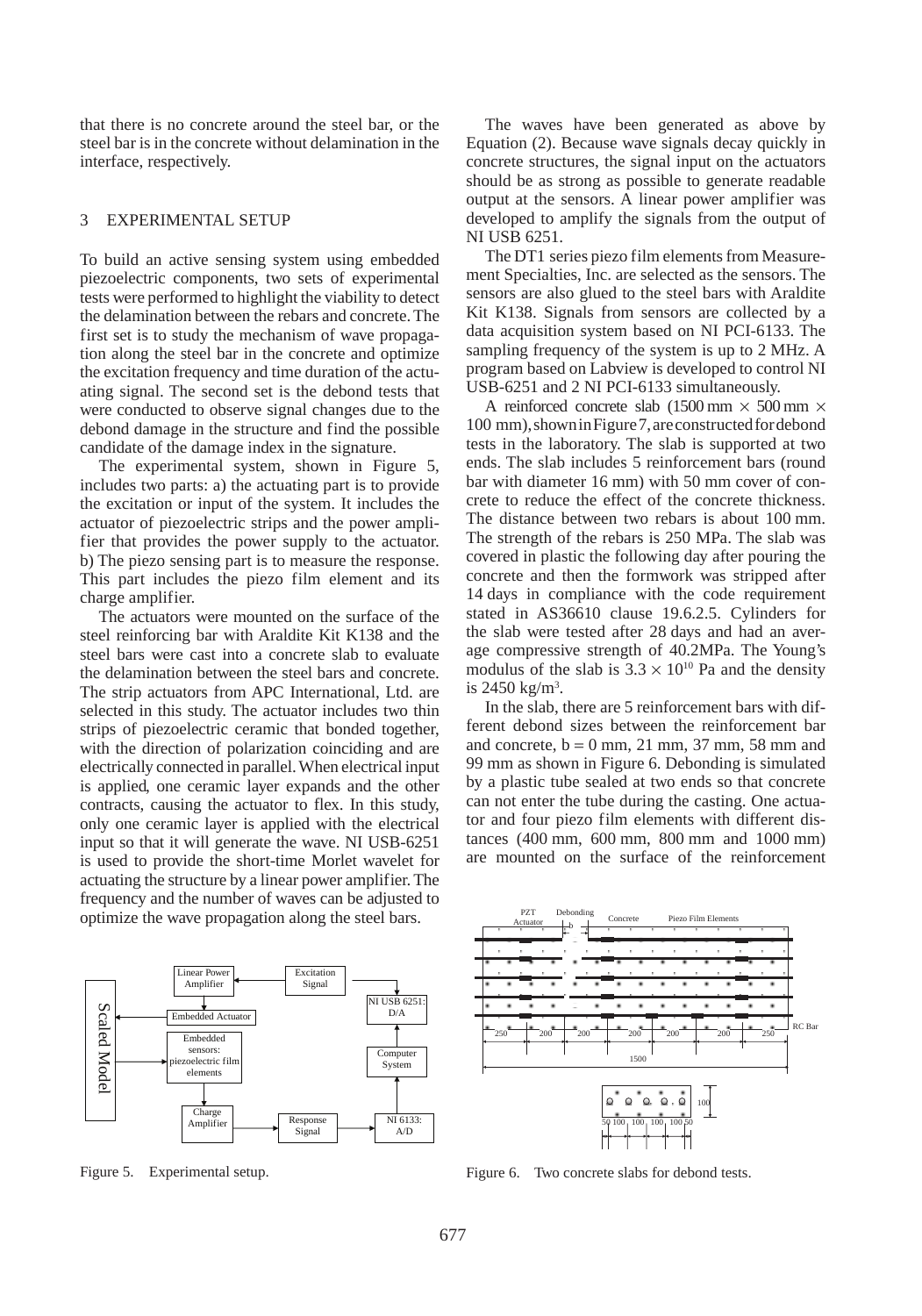that there is no concrete around the steel bar, or the steel bar is in the concrete without delamination in the interface, respectively.

## 3 EXPERIMENTAL SETUP

To build an active sensing system using embedded piezoelectric components, two sets of experimental tests were performed to highlight the viability to detect the delamination between the rebars and concrete. The first set is to study the mechanism of wave propagation along the steel bar in the concrete and optimize the excitation frequency and time duration of the actuating signal. The second set is the debond tests that were conducted to observe signal changes due to the debond damage in the structure and find the possible candidate of the damage index in the signature.

The experimental system, shown in Figure 5, includes two parts: a) the actuating part is to provide the excitation or input of the system. It includes the actuator of piezoelectric strips and the power amplifier that provides the power supply to the actuator. b) The piezo sensing part is to measure the response. This part includes the piezo film element and its charge amplifier.

The actuators were mounted on the surface of the steel reinforcing bar with Araldite Kit K138 and the steel bars were cast into a concrete slab to evaluate the delamination between the steel bars and concrete. The strip actuators from APC International, Ltd. are selected in this study. The actuator includes two thin strips of piezoelectric ceramic that bonded together, with the direction of polarization coinciding and are electrically connected in parallel. When electrical input is applied, one ceramic layer expands and the other contracts, causing the actuator to flex. In this study, only one ceramic layer is applied with the electrical input so that it will generate the wave. NI USB-6251 is used to provide the short-time Morlet wavelet for actuating the structure by a linear power amplifier. The frequency and the number of waves can be adjusted to optimize the wave propagation along the steel bars.

Figure 5. Experimental setup.

The waves have been generated as above by Equation (2). Because wave signals decay quickly in concrete structures, the signal input on the actuators should be as strong as possible to generate readable output at the sensors. A linear power amplifier was developed to amplify the signals from the output of NI USB 6251.

The DT1 series piezo film elements from Measurement Specialties, Inc. are selected as the sensors. The sensors are also glued to the steel bars with Araldite Kit K138. Signals from sensors are collected by a data acquisition system based on NI PCI-6133. The sampling frequency of the system is up to 2 MHz. A program based on Labview is developed to control NI USB-6251 and 2 NI PCI-6133 simultaneously.

A reinforced concrete slab (1500 mm $\times$ 500 mm $\times$ 100 mm), shown in Figure 7, are constructed for debond tests in the laboratory. The slab is supported at two ends. The slab includes 5 reinforcement bars (round bar with diameter 16 mm) with 50 mm cover of concrete to reduce the effect of the concrete thickness. The distance between two rebars is about 100 mm. The strength of the rebars is 250 MPa. The slab was covered in plastic the following day after pouring the concrete and then the formwork was stripped after 14 days in compliance with the code requirement stated in AS36610 clause 19.6.2.5. Cylinders for the slab were tested after 28 days and had an average compressive strength of 40.2MPa. The Young's modulus of the slab is $3.3 \times 10^{10}$ Pa and the density is 2450 kg/m$^3$.

In the slab, there are 5 reinforcement bars with different debond sizes between the reinforcement bar and concrete, b = 0 mm, 21 mm, 37 mm, 58 mm and 99 mm as shown in Figure 6. Debonding is simulated by a plastic tube sealed at two ends so that concrete can not enter the tube during the casting. One actuator and four piezo film elements with different distances (400 mm, 600 mm, 800 mm and 1000 mm) are mounted on the surface of the reinforcement

Figure 6. Two concrete slabs for debond tests.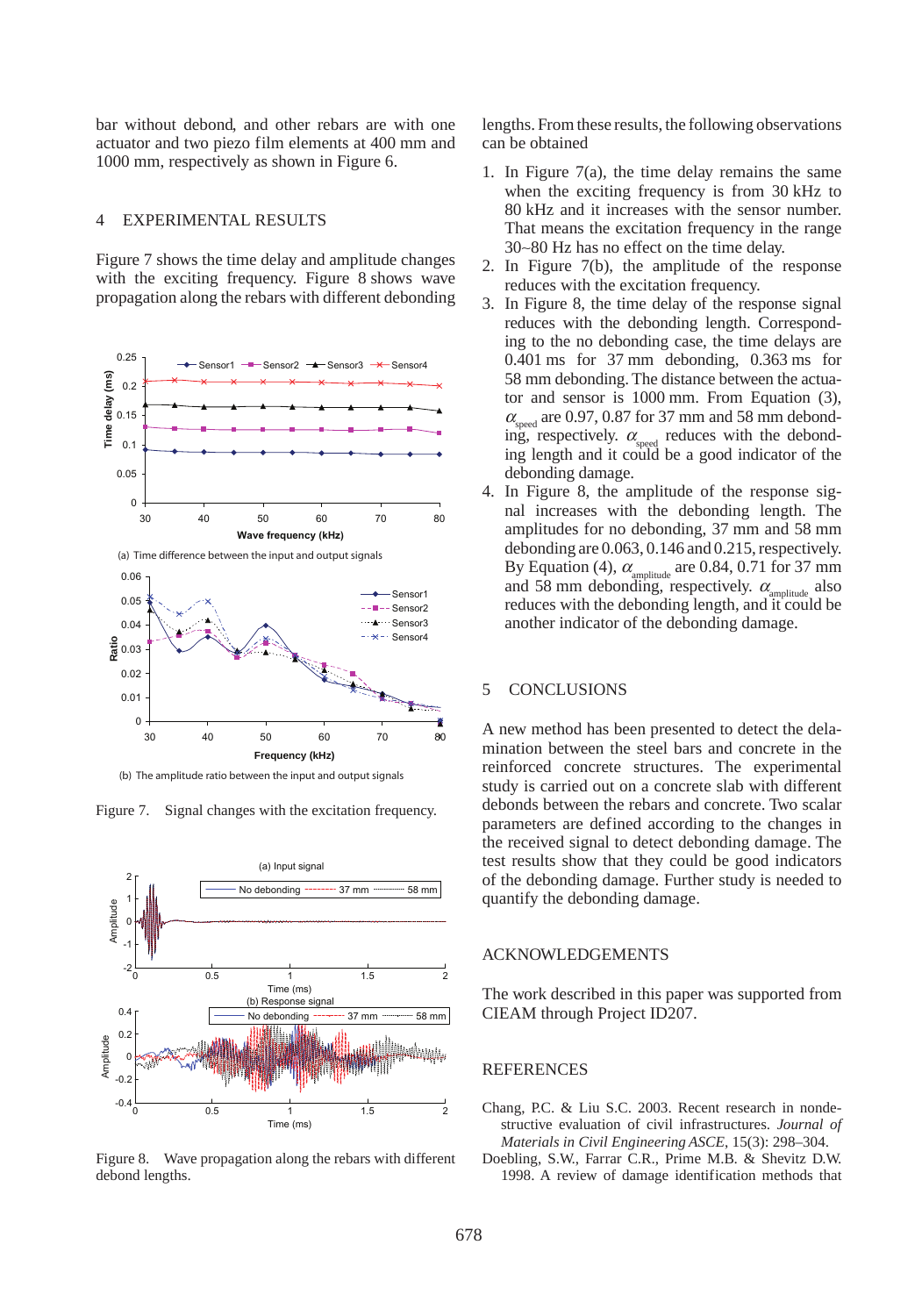bar without debond, and other rebars are with one actuator and two piezo film elements at 400 mm and 1000 mm, respectively as shown in Figure 6.

## 4 EXPERIMENTAL RESULTS

Figure 7 shows the time delay and amplitude changes with the exciting frequency. Figure 8 shows wave propagation along the rebars with different debonding lengths. From these results, the following observations can be obtained

(a) Time difference between the input and output signals

(b) The amplitude ratio between the input and output signals

Figure 7. Signal changes with the excitation frequency.

Figure 8. Wave propagation along the rebars with different debond lengths.

1. In Figure 7(a), the time delay remains the same when the exciting frequency is from 30 kHz to 80 kHz and it increases with the sensor number. That means the excitation frequency in the range 30~80 Hz has no effect on the time delay.
2. In Figure 7(b), the amplitude of the response reduces with the excitation frequency.
3. In Figure 8, the time delay of the response signal reduces with the debonding length. Corresponding to the no debonding case, the time delays are 0.401 ms for 37 mm debonding, 0.363 ms for 58 mm debonding. The distance between the actuator and sensor is 1000 mm. From Equation (3), $\alpha_{speed}$ are 0.97, 0.87 for 37 mm and 58 mm debonding, respectively. $\alpha_{speed}$ reduces with the debonding length and it could be a good indicator of the debonding damage.
4. In Figure 8, the amplitude of the response signal increases with the debonding length. The amplitudes for no debonding, 37 mm and 58 mm debonding are 0.063, 0.146 and 0.215, respectively. By Equation (4), $\alpha_{amplitude}$ are 0.84, 0.71 for 37 mm and 58 mm debonding, respectively. $\alpha_{amplitude}$ also reduces with the debonding length, and it could be another indicator of the debonding damage.

## 5 CONCLUSIONS

A new method has been presented to detect the delamination between the steel bars and concrete in the reinforced concrete structures. The experimental study is carried out on a concrete slab with different debonds between the rebars and concrete. Two scalar parameters are defined according to the changes in the received signal to detect debonding damage. The test results show that they could be good indicators of the debonding damage. Further study is needed to quantify the debonding damage.

## ACKNOWLEDGEMENTS

The work described in this paper was supported from CIEAM through Project ID207.

## REFERENCES

Chang, P.C. & Liu S.C. 2003. Recent research in nondestructive evaluation of civil infrastructures. *Journal of Materials in Civil Engineering ASCE*, 15(3): 298–304.

Doebling, S.W., Farrar C.R., Prime M.B. & Shevitz D.W. 1998. A review of damage identification methods that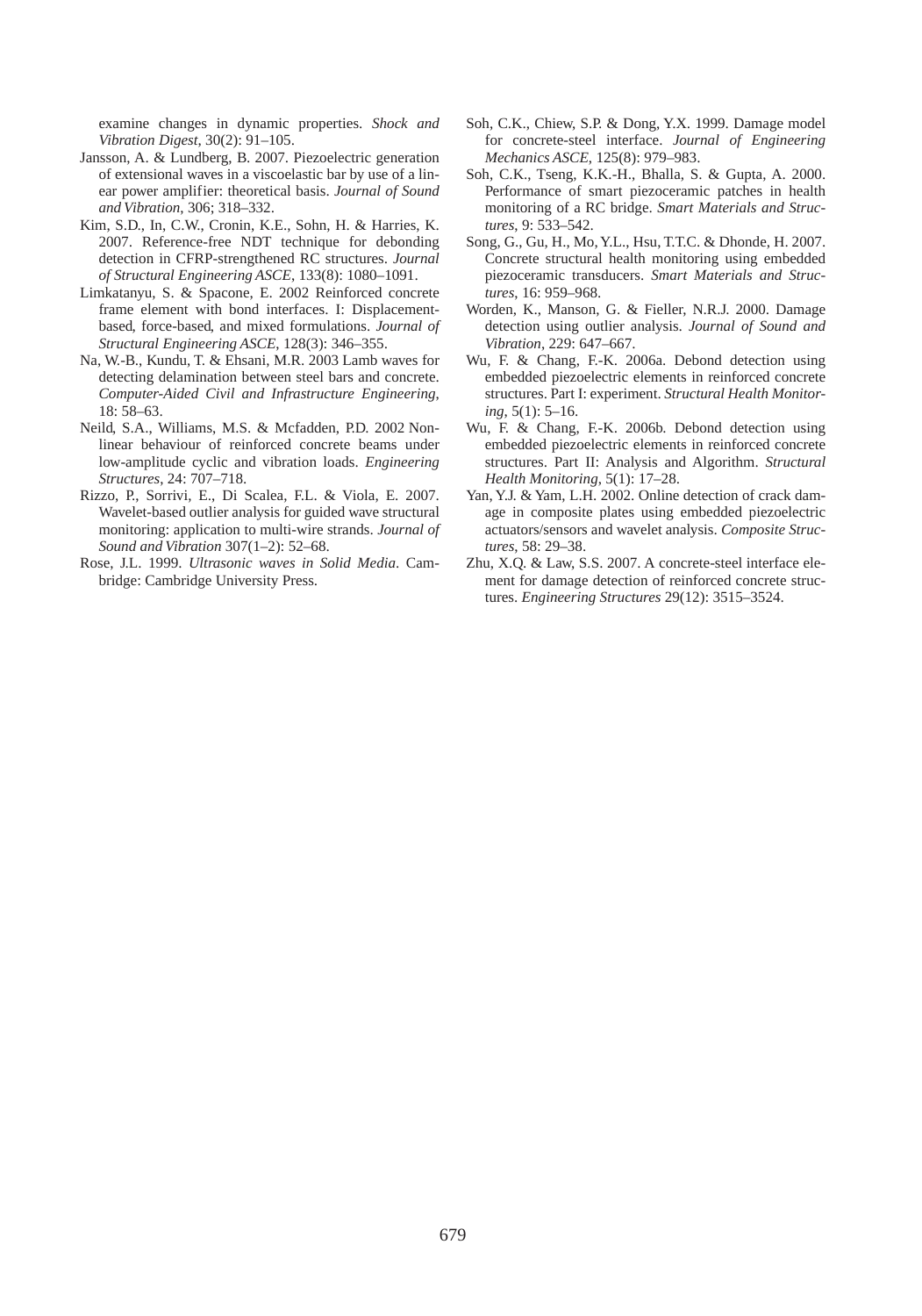examine changes in dynamic properties. *Shock and Vibration Digest*, 30(2): 91–105.

Jansson, A. & Lundberg, B. 2007. Piezoelectric generation of extensional waves in a viscoelastic bar by use of a linear power amplifier: theoretical basis. *Journal of Sound and Vibration*, 306; 318–332.

Kim, S.D., In, C.W., Cronin, K.E., Sohn, H. & Harries, K. 2007. Reference-free NDT technique for debonding detection in CFRP-strengthened RC structures. *Journal of Structural Engineering ASCE*, 133(8): 1080–1091.

Limkatanyu, S. & Spacone, E. 2002 Reinforced concrete frame element with bond interfaces. I: Displacement-based, force-based, and mixed formulations. *Journal of Structural Engineering ASCE*, 128(3): 346–355.

Na, W.-B., Kundu, T. & Ehsani, M.R. 2003 Lamb waves for detecting delamination between steel bars and concrete. *Computer-Aided Civil and Infrastructure Engineering,* 18: 58–63.

Neild, S.A., Williams, M.S. & Mcfadden, P.D. 2002 Non-linear behaviour of reinforced concrete beams under low-amplitude cyclic and vibration loads. *Engineering Structures*, 24: 707–718.

Rizzo, P., Sorrivi, E., Di Scalea, F.L. & Viola, E. 2007. Wavelet-based outlier analysis for guided wave structural monitoring: application to multi-wire strands. *Journal of Sound and Vibration* 307(1–2): 52–68.

Rose, J.L. 1999. *Ultrasonic waves in Solid Media*. Cambridge: Cambridge University Press.

Soh, C.K., Chiew, S.P. & Dong, Y.X. 1999. Damage model for concrete-steel interface. *Journal of Engineering Mechanics ASCE*, 125(8): 979–983.

Soh, C.K., Tseng, K.K.-H., Bhalla, S. & Gupta, A. 2000. Performance of smart piezoceramic patches in health monitoring of a RC bridge. *Smart Materials and Structures*, 9: 533–542.

Song, G., Gu, H., Mo, Y.L., Hsu, T.T.C. & Dhonde, H. 2007. Concrete structural health monitoring using embedded piezoceramic transducers. *Smart Materials and Structures*, 16: 959–968.

Worden, K., Manson, G. & Fieller, N.R.J. 2000. Damage detection using outlier analysis. *Journal of Sound and Vibration*, 229: 647–667.

Wu, F. & Chang, F.-K. 2006a. Debond detection using embedded piezoelectric elements in reinforced concrete structures. Part I: experiment. *Structural Health Monitoring*, 5(1): 5–16.

Wu, F. & Chang, F.-K. 2006b. Debond detection using embedded piezoelectric elements in reinforced concrete structures. Part II: Analysis and Algorithm. *Structural Health Monitoring*, 5(1): 17–28.

Yan, Y.J. & Yam, L.H. 2002. Online detection of crack damage in composite plates using embedded piezoelectric actuators/sensors and wavelet analysis. *Composite Structures*, 58: 29–38.

Zhu, X.Q. & Law, S.S. 2007. A concrete-steel interface element for damage detection of reinforced concrete structures. *Engineering Structures* 29(12): 3515–3524.